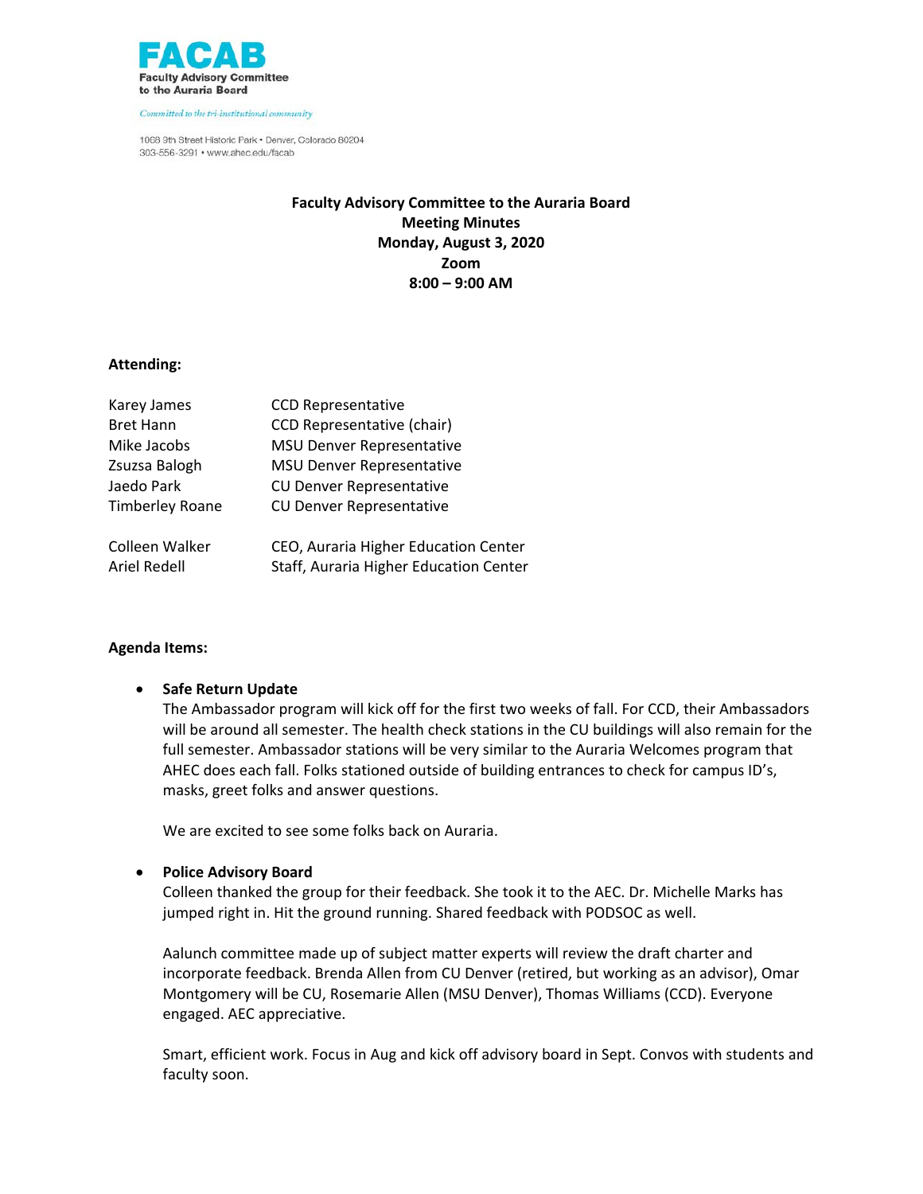**FACAB**
**Faculty Advisory Committee to the Auraria Board**

*Committed to the tri-institutional community*

1068 9th Street Historic Park • Denver, Colorado 80204
303-556-3291 • www.ahec.edu/facab

**Faculty Advisory Committee to the Auraria Board**
**Meeting Minutes**
**Monday, August 3, 2020**
**Zoom**
**8:00 – 9:00 AM**

**Attending:**

| | |
|---|---|
| Karey James | CCD Representative |
| Bret Hann | CCD Representative (chair) |
| Mike Jacobs | MSU Denver Representative |
| Zsuzsa Balogh | MSU Denver Representative |
| Jaedo Park | CU Denver Representative |
| Timberley Roane | CU Denver Representative |
| Colleen Walker | CEO, Auraria Higher Education Center |
| Ariel Redell | Staff, Auraria Higher Education Center |

**Agenda Items:**

- **Safe Return Update**
  The Ambassador program will kick off for the first two weeks of fall. For CCD, their Ambassadors will be around all semester. The health check stations in the CU buildings will also remain for the full semester. Ambassador stations will be very similar to the Auraria Welcomes program that AHEC does each fall. Folks stationed outside of building entrances to check for campus ID's, masks, greet folks and answer questions.

  We are excited to see some folks back on Auraria.

- **Police Advisory Board**
  Colleen thanked the group for their feedback. She took it to the AEC. Dr. Michelle Marks has jumped right in. Hit the ground running. Shared feedback with PODSOC as well.

  Aalunch committee made up of subject matter experts will review the draft charter and incorporate feedback. Brenda Allen from CU Denver (retired, but working as an advisor), Omar Montgomery will be CU, Rosemarie Allen (MSU Denver), Thomas Williams (CCD). Everyone engaged. AEC appreciative.

  Smart, efficient work. Focus in Aug and kick off advisory board in Sept. Convos with students and faculty soon.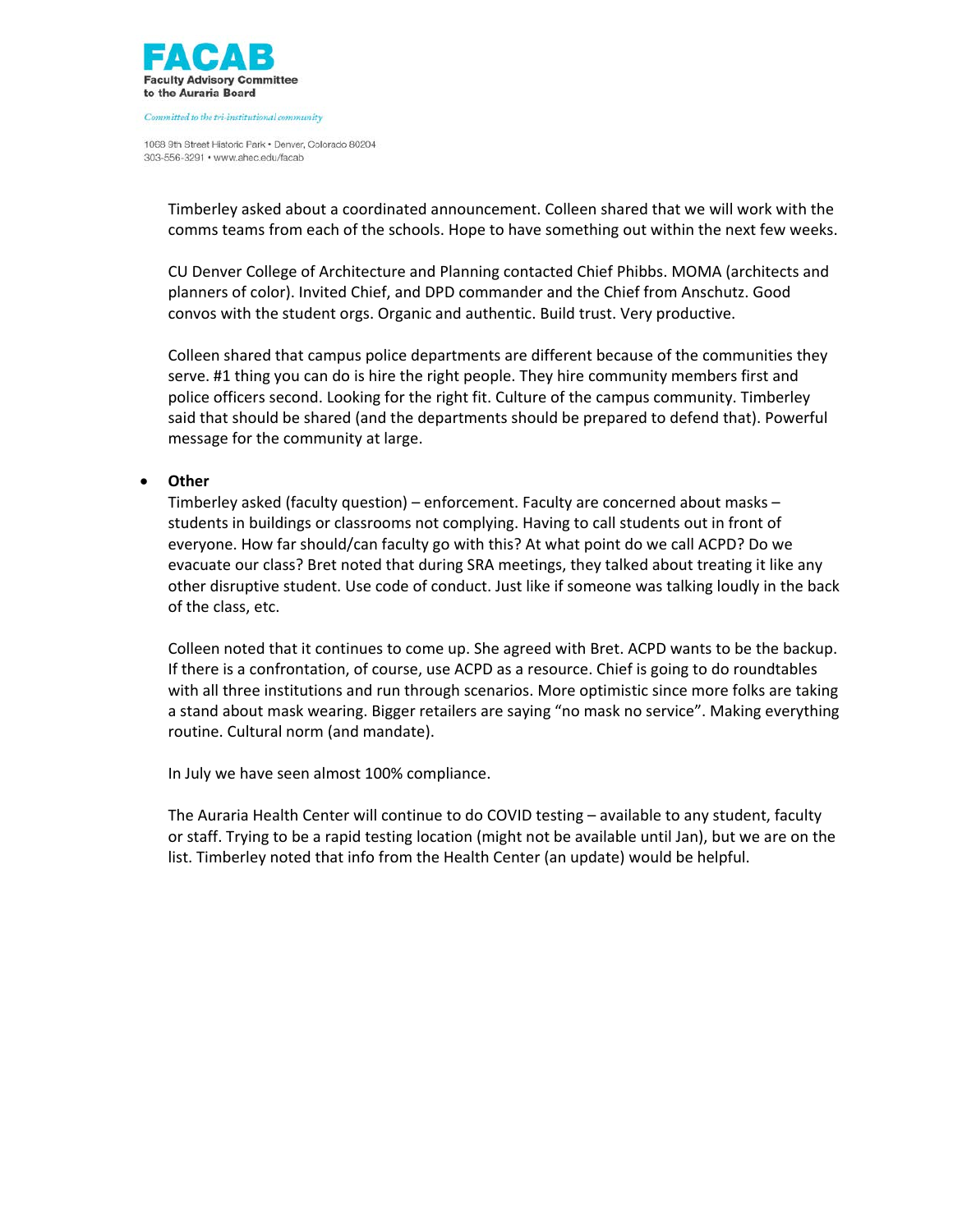Timberley asked about a coordinated announcement. Colleen shared that we will work with the comms teams from each of the schools. Hope to have something out within the next few weeks.

CU Denver College of Architecture and Planning contacted Chief Phibbs. MOMA (architects and planners of color). Invited Chief, and DPD commander and the Chief from Anschutz. Good convos with the student orgs. Organic and authentic. Build trust. Very productive.

Colleen shared that campus police departments are different because of the communities they serve. #1 thing you can do is hire the right people. They hire community members first and police officers second. Looking for the right fit. Culture of the campus community. Timberley said that should be shared (and the departments should be prepared to defend that). Powerful message for the community at large.

- **Other**

  Timberley asked (faculty question) – enforcement. Faculty are concerned about masks – students in buildings or classrooms not complying. Having to call students out in front of everyone. How far should/can faculty go with this? At what point do we call ACPD? Do we evacuate our class? Bret noted that during SRA meetings, they talked about treating it like any other disruptive student. Use code of conduct. Just like if someone was talking loudly in the back of the class, etc.

  Colleen noted that it continues to come up. She agreed with Bret. ACPD wants to be the backup. If there is a confrontation, of course, use ACPD as a resource. Chief is going to do roundtables with all three institutions and run through scenarios. More optimistic since more folks are taking a stand about mask wearing. Bigger retailers are saying "no mask no service". Making everything routine. Cultural norm (and mandate).

  In July we have seen almost 100% compliance.

  The Auraria Health Center will continue to do COVID testing – available to any student, faculty or staff. Trying to be a rapid testing location (might not be available until Jan), but we are on the list. Timberley noted that info from the Health Center (an update) would be helpful.